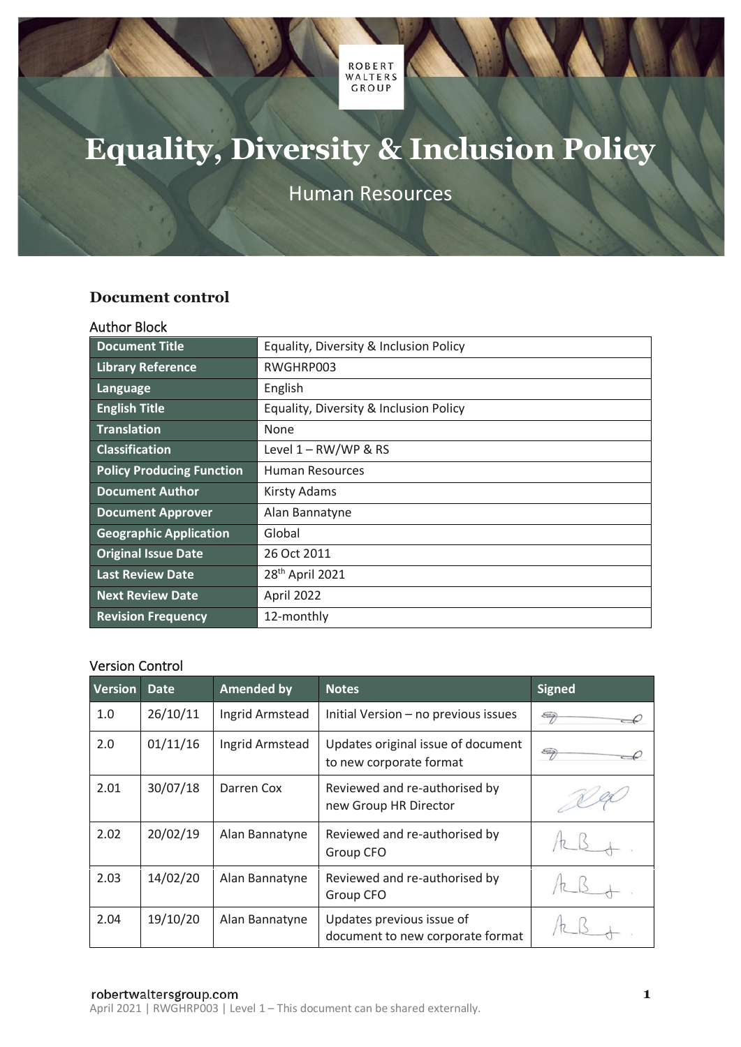ROBERT WALTERS GROUP

# Equality, Diversity & Inclusion Policy

Human Resources

## Document control

### Author Block

| | |
|---|---|
| **Document Title** | Equality, Diversity & Inclusion Policy |
| **Library Reference** | RWGHRP003 |
| **Language** | English |
| **English Title** | Equality, Diversity & Inclusion Policy |
| **Translation** | None |
| **Classification** | Level 1 – RW/WP & RS |
| **Policy Producing Function** | Human Resources |
| **Document Author** | Kirsty Adams |
| **Document Approver** | Alan Bannatyne |
| **Geographic Application** | Global |
| **Original Issue Date** | 26 Oct 2011 |
| **Last Review Date** | 28th April 2021 |
| **Next Review Date** | April 2022 |
| **Revision Frequency** | 12-monthly |

### Version Control

| Version | Date | Amended by | Notes | Signed |
|---|---|---|---|---|
| 1.0 | 26/10/11 | Ingrid Armstead | Initial Version – no previous issues | [signature] |
| 2.0 | 01/11/16 | Ingrid Armstead | Updates original issue of document to new corporate format | [signature] |
| 2.01 | 30/07/18 | Darren Cox | Reviewed and re-authorised by new Group HR Director | [signature] |
| 2.02 | 20/02/19 | Alan Bannatyne | Reviewed and re-authorised by Group CFO | [signature] |
| 2.03 | 14/02/20 | Alan Bannatyne | Reviewed and re-authorised by Group CFO | [signature] |
| 2.04 | 19/10/20 | Alan Bannatyne | Updates previous issue of document to new corporate format | [signature] |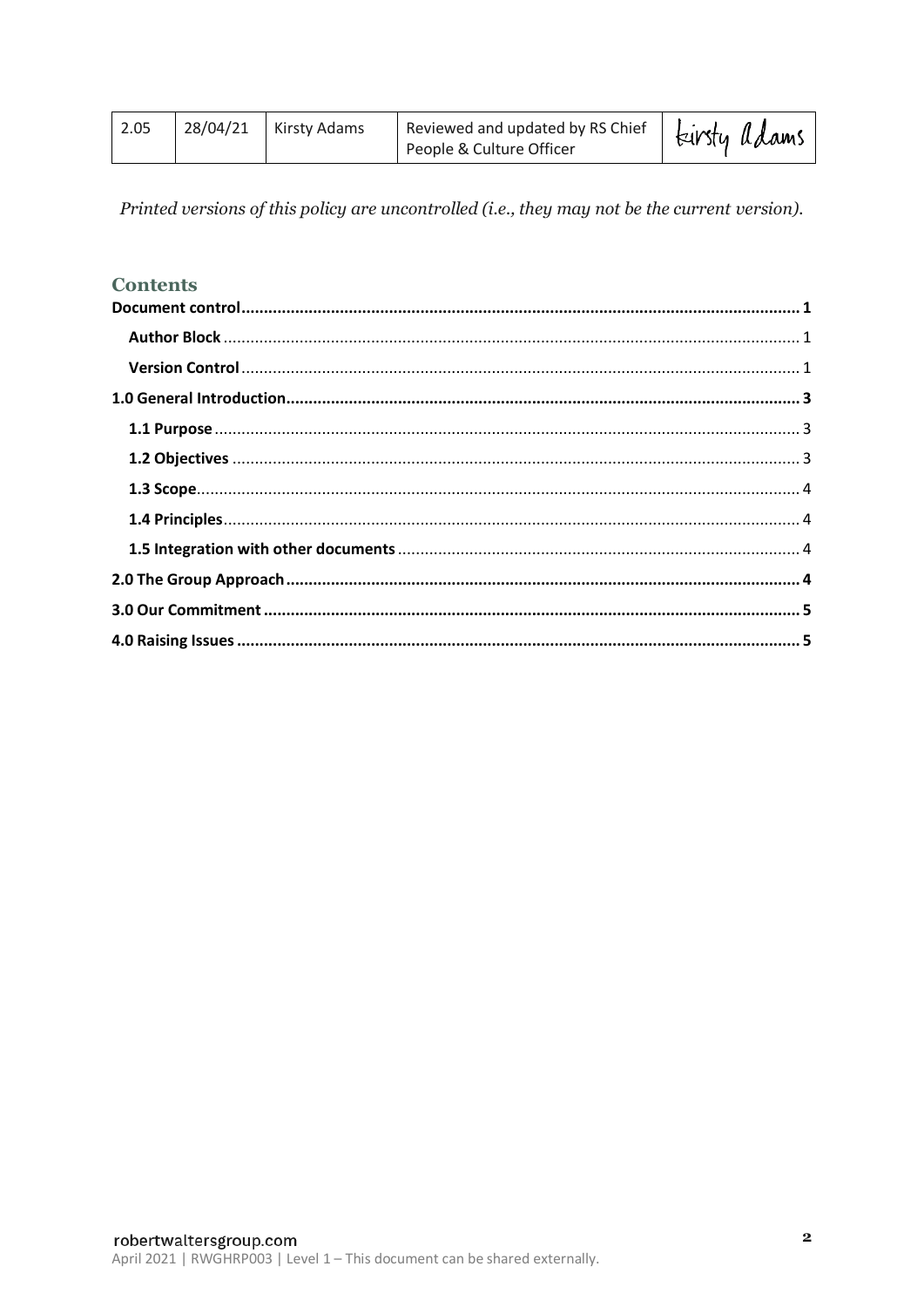| 2.05 | 28/04/21 | Kirsty Adams | Reviewed and updated by RS Chief People & Culture Officer | Kirsty Adams |
|---|---|---|---|---|

*Printed versions of this policy are uncontrolled (i.e., they may not be the current version).*

## Contents

**Document control** ..... **1**

- **Author Block** ..... 1
- **Version Control** ..... 1

**1.0 General Introduction** ..... **3**

- **1.1 Purpose** ..... 3
- **1.2 Objectives** ..... 3
- **1.3 Scope** ..... 4
- **1.4 Principles** ..... 4
- **1.5 Integration with other documents** ..... 4

**2.0 The Group Approach** ..... **4**

**3.0 Our Commitment** ..... **5**

**4.0 Raising Issues** ..... **5**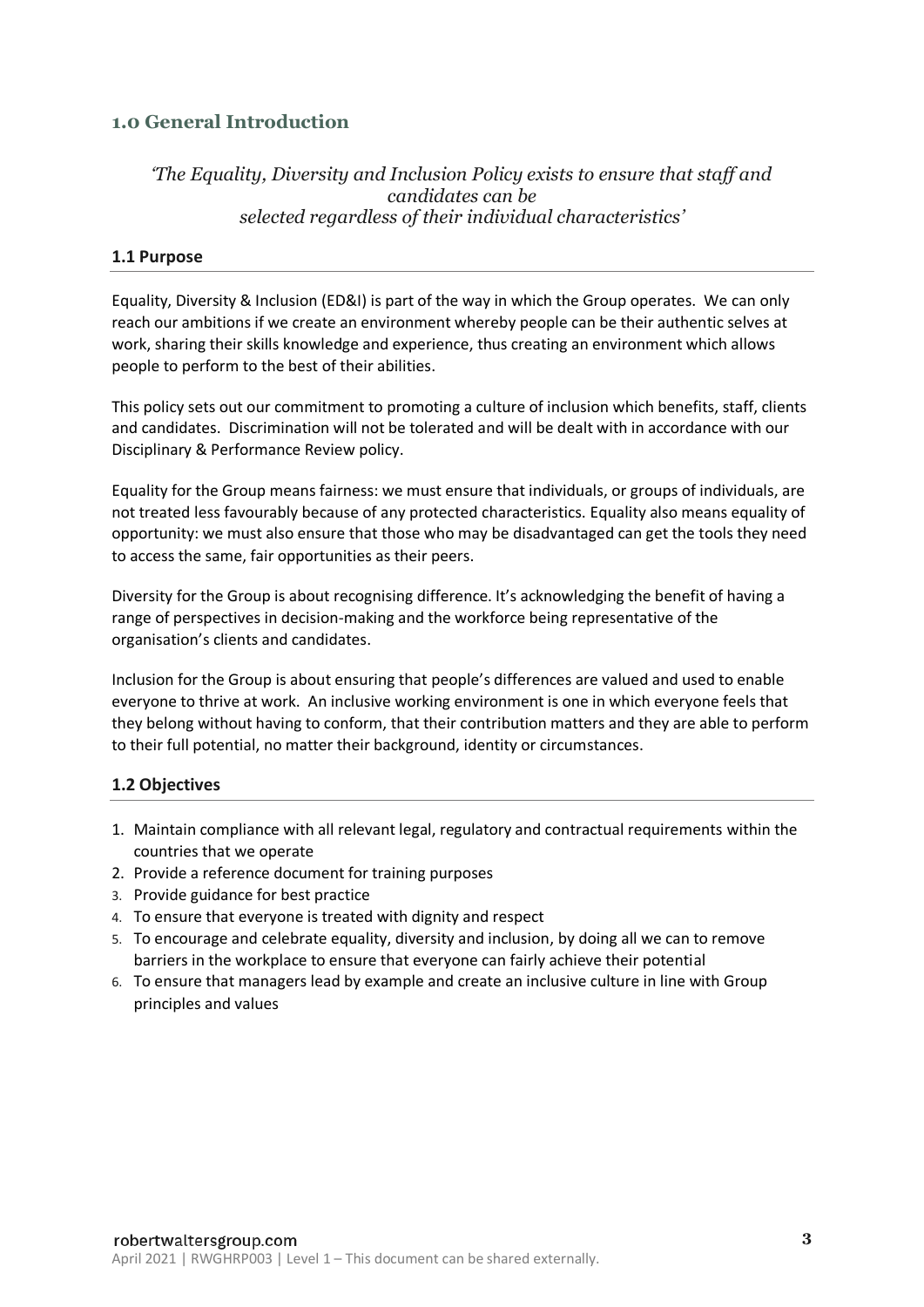## 1.0 General Introduction

*'The Equality, Diversity and Inclusion Policy exists to ensure that staff and candidates can be selected regardless of their individual characteristics'*

### 1.1 Purpose

Equality, Diversity & Inclusion (ED&I) is part of the way in which the Group operates. We can only reach our ambitions if we create an environment whereby people can be their authentic selves at work, sharing their skills knowledge and experience, thus creating an environment which allows people to perform to the best of their abilities.

This policy sets out our commitment to promoting a culture of inclusion which benefits, staff, clients and candidates. Discrimination will not be tolerated and will be dealt with in accordance with our Disciplinary & Performance Review policy.

Equality for the Group means fairness: we must ensure that individuals, or groups of individuals, are not treated less favourably because of any protected characteristics. Equality also means equality of opportunity: we must also ensure that those who may be disadvantaged can get the tools they need to access the same, fair opportunities as their peers.

Diversity for the Group is about recognising difference. It's acknowledging the benefit of having a range of perspectives in decision-making and the workforce being representative of the organisation's clients and candidates.

Inclusion for the Group is about ensuring that people's differences are valued and used to enable everyone to thrive at work. An inclusive working environment is one in which everyone feels that they belong without having to conform, that their contribution matters and they are able to perform to their full potential, no matter their background, identity or circumstances.

### 1.2 Objectives

1. Maintain compliance with all relevant legal, regulatory and contractual requirements within the countries that we operate
2. Provide a reference document for training purposes
3. Provide guidance for best practice
4. To ensure that everyone is treated with dignity and respect
5. To encourage and celebrate equality, diversity and inclusion, by doing all we can to remove barriers in the workplace to ensure that everyone can fairly achieve their potential
6. To ensure that managers lead by example and create an inclusive culture in line with Group principles and values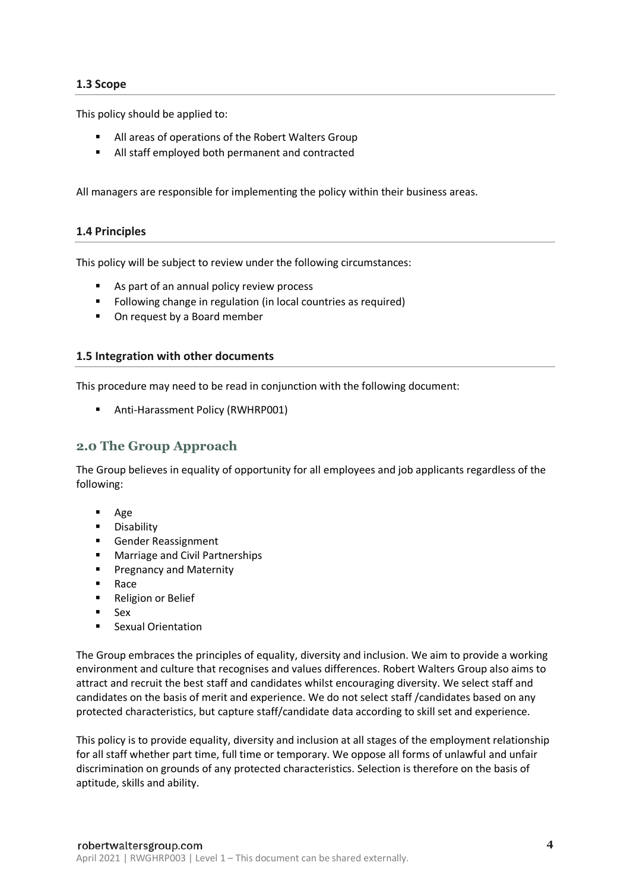### 1.3 Scope

This policy should be applied to:

- All areas of operations of the Robert Walters Group
- All staff employed both permanent and contracted

All managers are responsible for implementing the policy within their business areas.

### 1.4 Principles

This policy will be subject to review under the following circumstances:

- As part of an annual policy review process
- Following change in regulation (in local countries as required)
- On request by a Board member

### 1.5 Integration with other documents

This procedure may need to be read in conjunction with the following document:

- Anti-Harassment Policy (RWHRP001)

## 2.0 The Group Approach

The Group believes in equality of opportunity for all employees and job applicants regardless of the following:

- Age
- Disability
- Gender Reassignment
- Marriage and Civil Partnerships
- Pregnancy and Maternity
- Race
- Religion or Belief
- Sex
- Sexual Orientation

The Group embraces the principles of equality, diversity and inclusion. We aim to provide a working environment and culture that recognises and values differences. Robert Walters Group also aims to attract and recruit the best staff and candidates whilst encouraging diversity. We select staff and candidates on the basis of merit and experience. We do not select staff /candidates based on any protected characteristics, but capture staff/candidate data according to skill set and experience.

This policy is to provide equality, diversity and inclusion at all stages of the employment relationship for all staff whether part time, full time or temporary. We oppose all forms of unlawful and unfair discrimination on grounds of any protected characteristics. Selection is therefore on the basis of aptitude, skills and ability.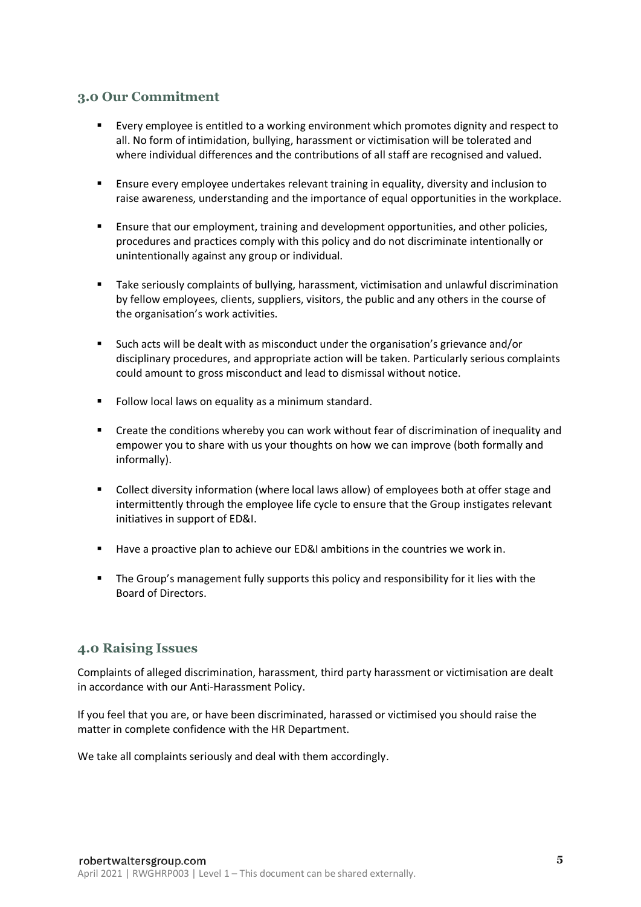## 3.0 Our Commitment

- Every employee is entitled to a working environment which promotes dignity and respect to all. No form of intimidation, bullying, harassment or victimisation will be tolerated and where individual differences and the contributions of all staff are recognised and valued.
- Ensure every employee undertakes relevant training in equality, diversity and inclusion to raise awareness, understanding and the importance of equal opportunities in the workplace.
- Ensure that our employment, training and development opportunities, and other policies, procedures and practices comply with this policy and do not discriminate intentionally or unintentionally against any group or individual.
- Take seriously complaints of bullying, harassment, victimisation and unlawful discrimination by fellow employees, clients, suppliers, visitors, the public and any others in the course of the organisation's work activities.
- Such acts will be dealt with as misconduct under the organisation's grievance and/or disciplinary procedures, and appropriate action will be taken. Particularly serious complaints could amount to gross misconduct and lead to dismissal without notice.
- Follow local laws on equality as a minimum standard.
- Create the conditions whereby you can work without fear of discrimination of inequality and empower you to share with us your thoughts on how we can improve (both formally and informally).
- Collect diversity information (where local laws allow) of employees both at offer stage and intermittently through the employee life cycle to ensure that the Group instigates relevant initiatives in support of ED&I.
- Have a proactive plan to achieve our ED&I ambitions in the countries we work in.
- The Group's management fully supports this policy and responsibility for it lies with the Board of Directors.

## 4.0 Raising Issues

Complaints of alleged discrimination, harassment, third party harassment or victimisation are dealt in accordance with our Anti-Harassment Policy.

If you feel that you are, or have been discriminated, harassed or victimised you should raise the matter in complete confidence with the HR Department.

We take all complaints seriously and deal with them accordingly.